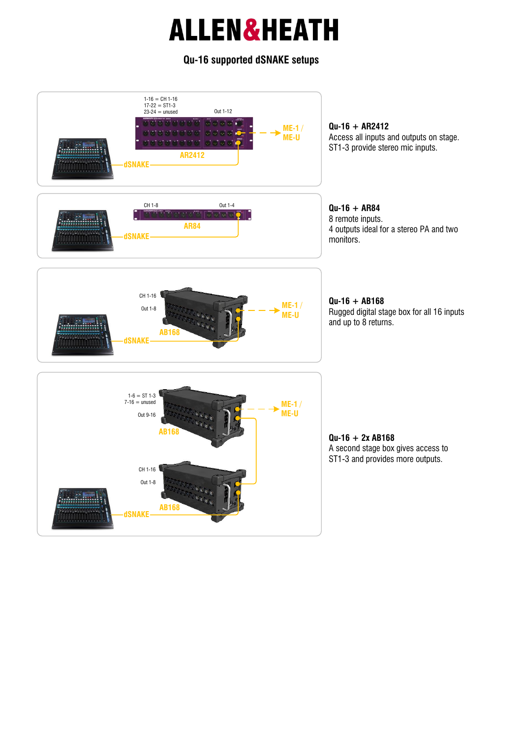# ALLEN&HEATH

## Qu-16 supported dSNAKE setups

1-16 = CH 1-16
17-22 = ST1-3
23-24 = unused

Out 1-12

AR2412

dSNAKE

ME-1 / ME-U

**Qu-16 + AR2412**
Access all inputs and outputs on stage. ST1-3 provide stereo mic inputs.

CH 1-8

Out 1-4

AR84

dSNAKE

**Qu-16 + AR84**
8 remote inputs.
4 outputs ideal for a stereo PA and two monitors.

CH 1-16

Out 1-8

AB168

dSNAKE

ME-1 / ME-U

**Qu-16 + AB168**
Rugged digital stage box for all 16 inputs and up to 8 returns.

1-6 = ST 1-3
7-16 = unused

Out 9-16

AB168

ME-1 / ME-U

CH 1-16

Out 1-8

AB168

dSNAKE

**Qu-16 + 2x AB168**
A second stage box gives access to ST1-3 and provides more outputs.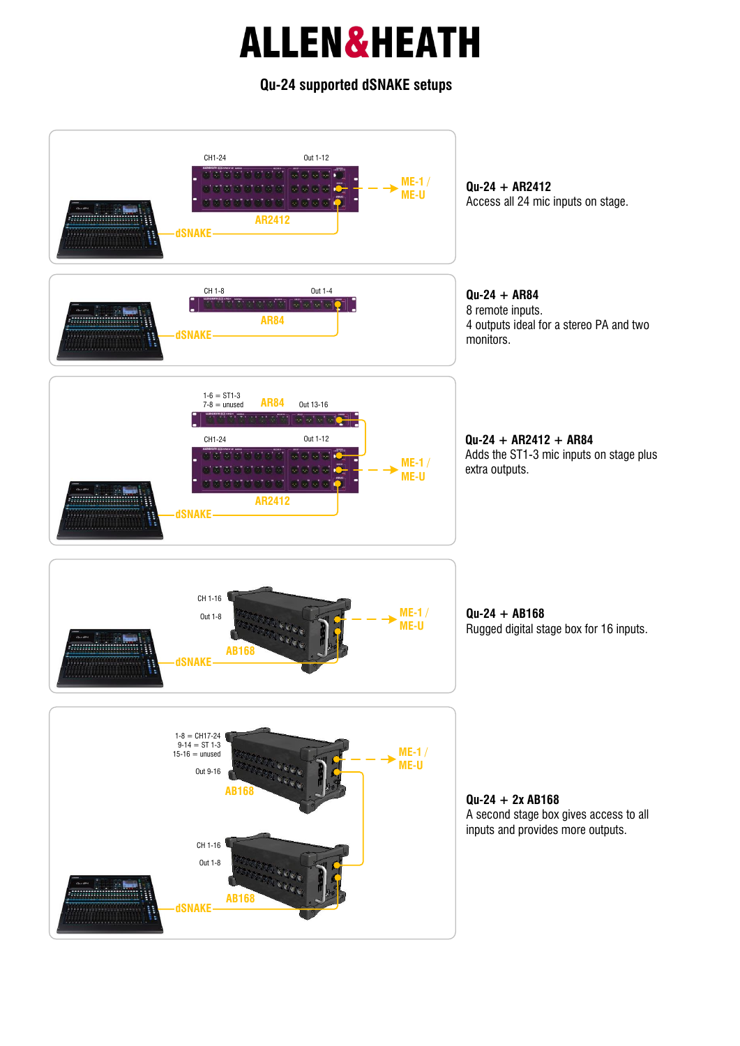# ALLEN&HEATH

## Qu-24 supported dSNAKE setups

CH1-24 Out 1-12

AR2412 ME-1 / ME-U

dSNAKE

**Qu-24 + AR2412**
Access all 24 mic inputs on stage.

CH 1-8 Out 1-4

AR84

dSNAKE

**Qu-24 + AR84**
8 remote inputs.
4 outputs ideal for a stereo PA and two monitors.

1-6 = ST1-3
7-8 = unused

AR84 Out 13-16

CH1-24 Out 1-12

AR2412 ME-1 / ME-U

dSNAKE

**Qu-24 + AR2412 + AR84**
Adds the ST1-3 mic inputs on stage plus extra outputs.

CH 1-16

Out 1-8

AB168 ME-1 / ME-U

dSNAKE

**Qu-24 + AB168**
Rugged digital stage box for 16 inputs.

1-8 = CH17-24
9-14 = ST 1-3
15-16 = unused

Out 9-16

AB168 ME-1 / ME-U

CH 1-16

Out 1-8

AB168

dSNAKE

**Qu-24 + 2x AB168**
A second stage box gives access to all inputs and provides more outputs.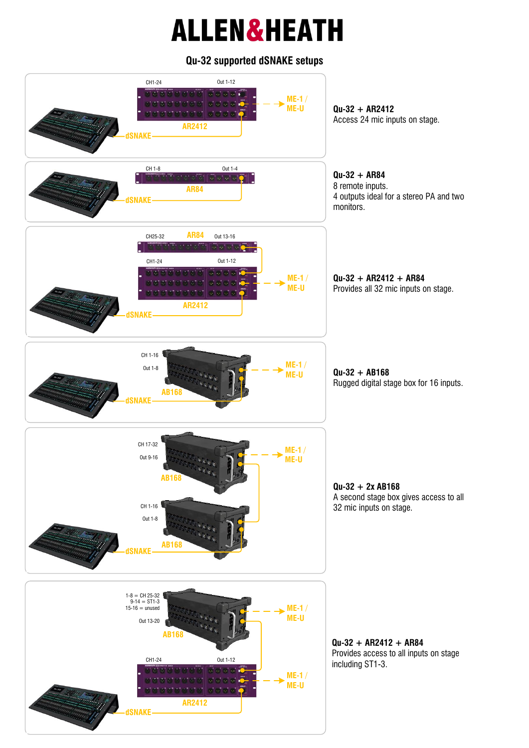# ALLEN&HEATH

## Qu-32 supported dSNAKE setups

CH1-24 Out 1-12

AR2412

dSNAKE

ME-1 / ME-U

**Qu-32 + AR2412**
Access 24 mic inputs on stage.

CH 1-8 Out 1-4

AR84

dSNAKE

**Qu-32 + AR84**
8 remote inputs.
4 outputs ideal for a stereo PA and two monitors.

CH25-32 AR84 Out 13-16

CH1-24 Out 1-12

AR2412

dSNAKE

ME-1 / ME-U

**Qu-32 + AR2412 + AR84**
Provides all 32 mic inputs on stage.

CH 1-16

Out 1-8

AB168

dSNAKE

ME-1 / ME-U

**Qu-32 + AB168**
Rugged digital stage box for 16 inputs.

CH 17-32

Out 9-16

AB168

CH 1-16

Out 1-8

AB168

dSNAKE

ME-1 / ME-U

**Qu-32 + 2x AB168**
A second stage box gives access to all 32 mic inputs on stage.

1-8 = CH 25-32
9-14 = ST1-3
15-16 = unused

Out 13-20

AB168

CH1-24 Out 1-12

AR2412

dSNAKE

ME-1 / ME-U

ME-1 / ME-U

**Qu-32 + AR2412 + AR84**
Provides access to all inputs on stage including ST1-3.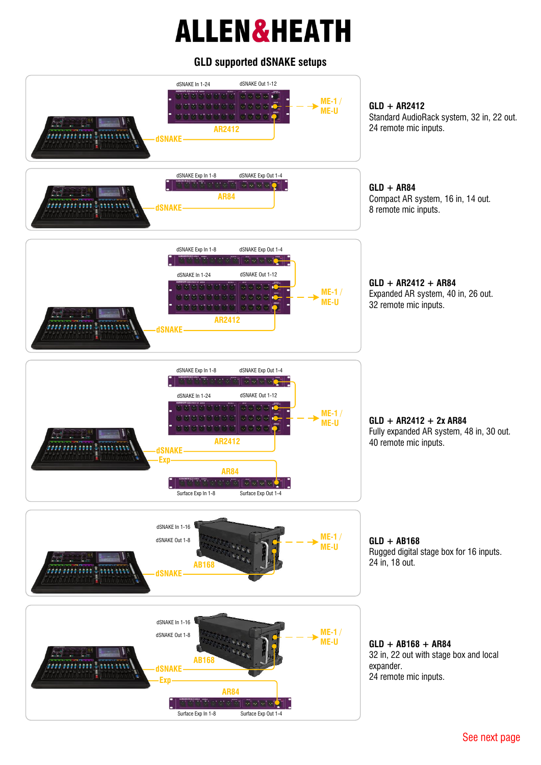# ALLEN&HEATH

## GLD supported dSNAKE setups

dSNAKE In 1-24 | dSNAKE Out 1-12 | AR2412 | ME-1 / ME-U | dSNAKE

**GLD + AR2412**
Standard AudioRack system, 32 in, 22 out.
24 remote mic inputs.

dSNAKE Exp In 1-8 | dSNAKE Exp Out 1-4 | AR84 | dSNAKE

**GLD + AR84**
Compact AR system, 16 in, 14 out.
8 remote mic inputs.

dSNAKE Exp In 1-8 | dSNAKE Exp Out 1-4 | dSNAKE In 1-24 | dSNAKE Out 1-12 | AR2412 | ME-1 / ME-U | dSNAKE

**GLD + AR2412 + AR84**
Expanded AR system, 40 in, 26 out.
32 remote mic inputs.

dSNAKE Exp In 1-8 | dSNAKE Exp Out 1-4 | dSNAKE In 1-24 | dSNAKE Out 1-12 | AR2412 | ME-1 / ME-U | dSNAKE | Exp | AR84 | Surface Exp In 1-8 | Surface Exp Out 1-4

**GLD + AR2412 + 2x AR84**
Fully expanded AR system, 48 in, 30 out.
40 remote mic inputs.

dSNAKE In 1-16 | dSNAKE Out 1-8 | AB168 | ME-1 / ME-U | dSNAKE

**GLD + AB168**
Rugged digital stage box for 16 inputs.
24 in, 18 out.

dSNAKE In 1-16 | dSNAKE Out 1-8 | AB168 | ME-1 / ME-U | dSNAKE | Exp | AR84 | Surface Exp In 1-8 | Surface Exp Out 1-4

**GLD + AB168 + AR84**
32 in, 22 out with stage box and local expander.
24 remote mic inputs.

See next page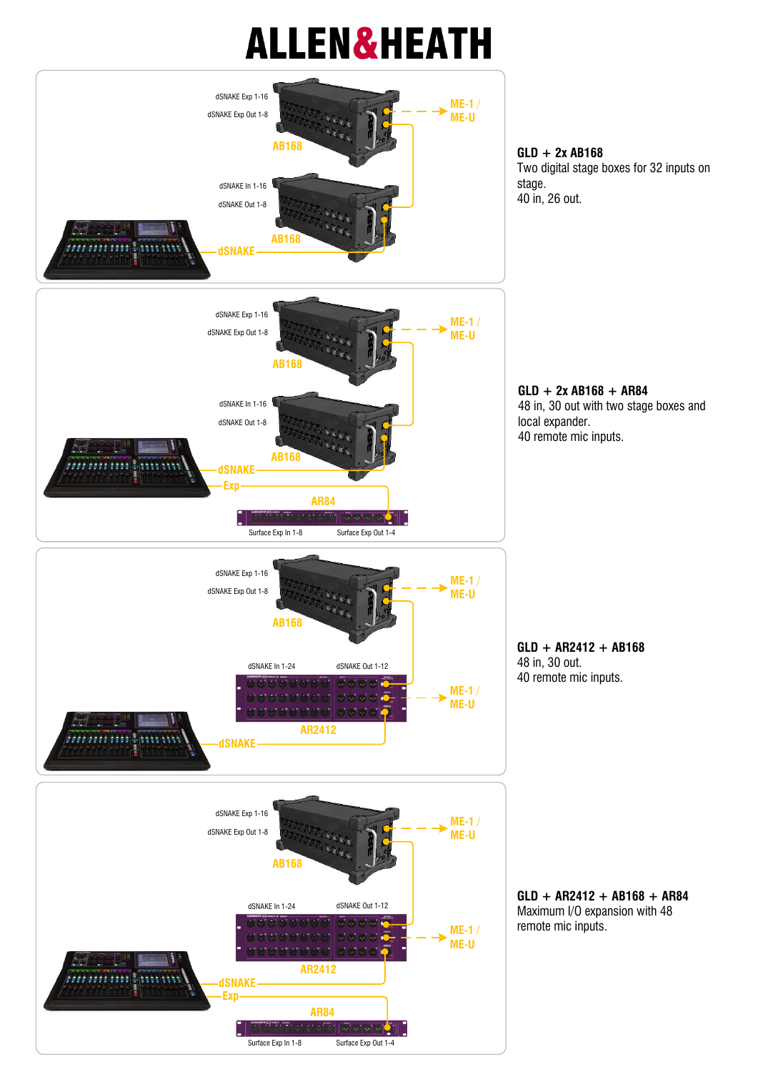# ALLEN&HEATH

dSNAKE Exp 1-16

dSNAKE Exp Out 1-8

AB168

ME-1 / ME-U

dSNAKE In 1-16

dSNAKE Out 1-8

AB168

dSNAKE

**GLD + 2x AB168**
Two digital stage boxes for 32 inputs on stage.
40 in, 26 out.

dSNAKE Exp 1-16

dSNAKE Exp Out 1-8

AB168

ME-1 / ME-U

dSNAKE In 1-16

dSNAKE Out 1-8

AB168

dSNAKE

Exp

AR84

Surface Exp In 1-8

Surface Exp Out 1-4

**GLD + 2x AB168 + AR84**
48 in, 30 out with two stage boxes and local expander.
40 remote mic inputs.

dSNAKE Exp 1-16

dSNAKE Exp Out 1-8

AB168

ME-1 / ME-U

dSNAKE In 1-24

dSNAKE Out 1-12

ME-1 / ME-U

AR2412

dSNAKE

**GLD + AR2412 + AB168**
48 in, 30 out.
40 remote mic inputs.

dSNAKE Exp 1-16

dSNAKE Exp Out 1-8

AB168

ME-1 / ME-U

dSNAKE In 1-24

dSNAKE Out 1-12

ME-1 / ME-U

AR2412

dSNAKE

Exp

AR84

Surface Exp In 1-8

Surface Exp Out 1-4

**GLD + AR2412 + AB168 + AR84**
Maximum I/O expansion with 48 remote mic inputs.